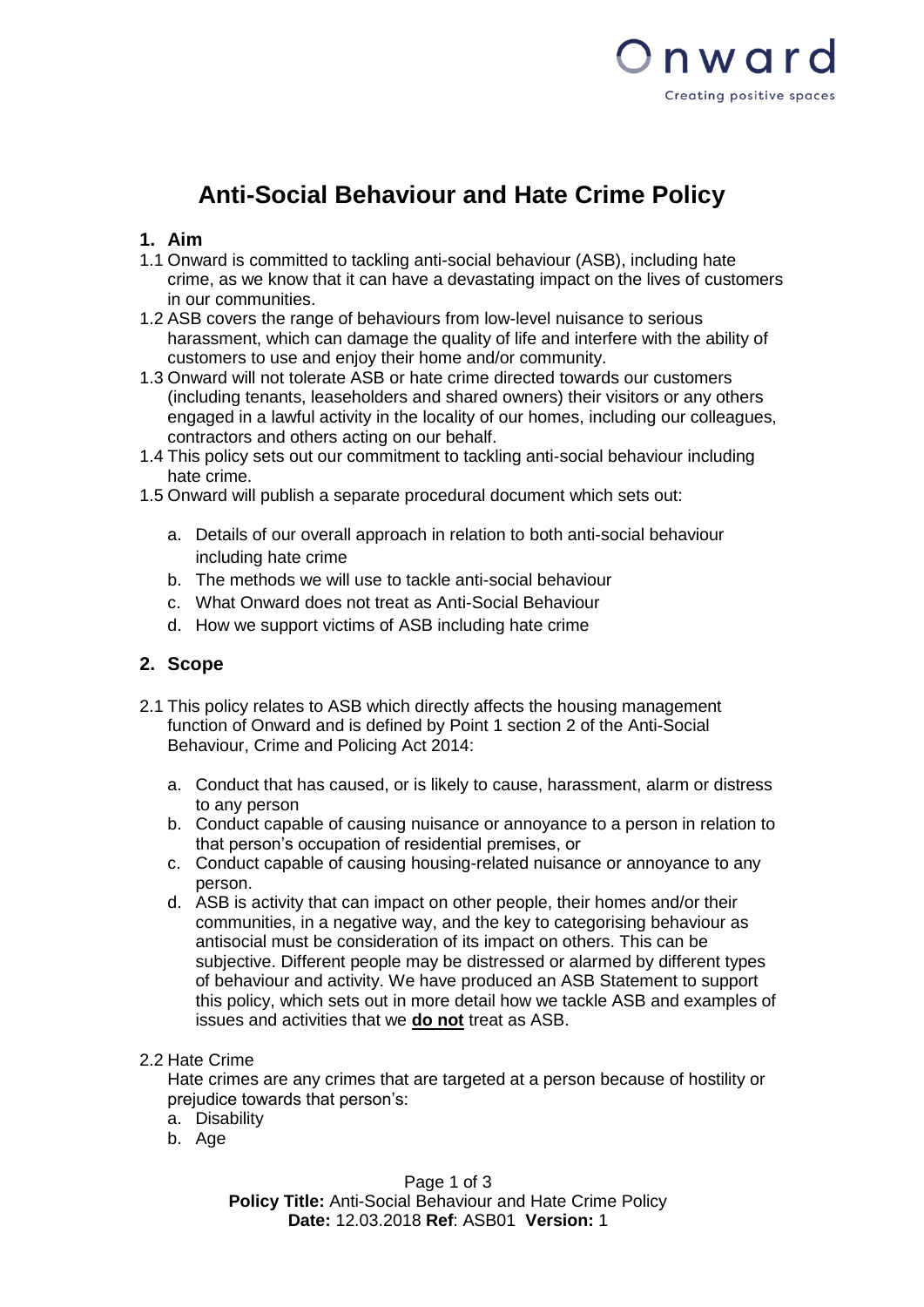# Anti-Social Behaviour and Hate Crime Policy

## 1. Aim

1.1 Onward is committed to tackling anti-social behaviour (ASB), including hate crime, as we know that it can have a devastating impact on the lives of customers in our communities.

1.2 ASB covers the range of behaviours from low-level nuisance to serious harassment, which can damage the quality of life and interfere with the ability of customers to use and enjoy their home and/or community.

1.3 Onward will not tolerate ASB or hate crime directed towards our customers (including tenants, leaseholders and shared owners) their visitors or any others engaged in a lawful activity in the locality of our homes, including our colleagues, contractors and others acting on our behalf.

1.4 This policy sets out our commitment to tackling anti-social behaviour including hate crime.

1.5 Onward will publish a separate procedural document which sets out:

a. Details of our overall approach in relation to both anti-social behaviour including hate crime
b. The methods we will use to tackle anti-social behaviour
c. What Onward does not treat as Anti-Social Behaviour
d. How we support victims of ASB including hate crime

## 2. Scope

2.1 This policy relates to ASB which directly affects the housing management function of Onward and is defined by Point 1 section 2 of the Anti-Social Behaviour, Crime and Policing Act 2014:

a. Conduct that has caused, or is likely to cause, harassment, alarm or distress to any person
b. Conduct capable of causing nuisance or annoyance to a person in relation to that person's occupation of residential premises, or
c. Conduct capable of causing housing-related nuisance or annoyance to any person.
d. ASB is activity that can impact on other people, their homes and/or their communities, in a negative way, and the key to categorising behaviour as antisocial must be consideration of its impact on others. This can be subjective. Different people may be distressed or alarmed by different types of behaviour and activity. We have produced an ASB Statement to support this policy, which sets out in more detail how we tackle ASB and examples of issues and activities that we **do not** treat as ASB.

2.2 Hate Crime

Hate crimes are any crimes that are targeted at a person because of hostility or prejudice towards that person's:

a. Disability
b. Age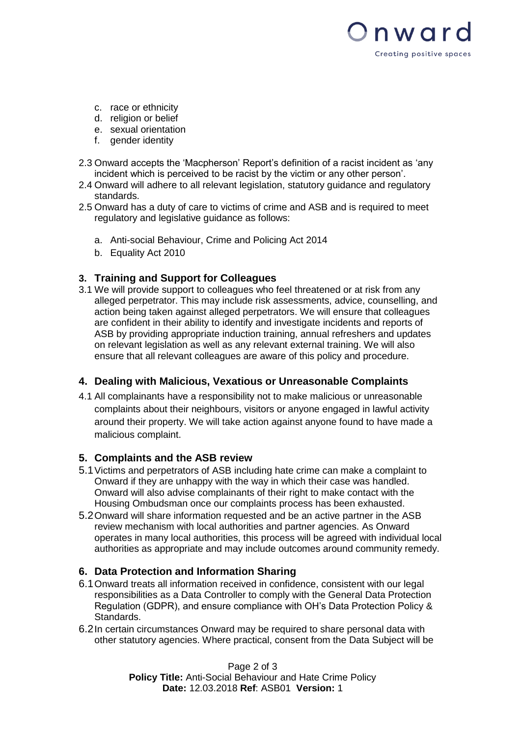c. race or ethnicity
d. religion or belief
e. sexual orientation
f. gender identity

2.3 Onward accepts the 'Macpherson' Report's definition of a racist incident as 'any incident which is perceived to be racist by the victim or any other person'.

2.4 Onward will adhere to all relevant legislation, statutory guidance and regulatory standards.

2.5 Onward has a duty of care to victims of crime and ASB and is required to meet regulatory and legislative guidance as follows:

a. Anti-social Behaviour, Crime and Policing Act 2014
b. Equality Act 2010

## 3. Training and Support for Colleagues

3.1 We will provide support to colleagues who feel threatened or at risk from any alleged perpetrator. This may include risk assessments, advice, counselling, and action being taken against alleged perpetrators. We will ensure that colleagues are confident in their ability to identify and investigate incidents and reports of ASB by providing appropriate induction training, annual refreshers and updates on relevant legislation as well as any relevant external training. We will also ensure that all relevant colleagues are aware of this policy and procedure.

## 4. Dealing with Malicious, Vexatious or Unreasonable Complaints

4.1 All complainants have a responsibility not to make malicious or unreasonable complaints about their neighbours, visitors or anyone engaged in lawful activity around their property. We will take action against anyone found to have made a malicious complaint.

## 5. Complaints and the ASB review

5.1 Victims and perpetrators of ASB including hate crime can make a complaint to Onward if they are unhappy with the way in which their case was handled. Onward will also advise complainants of their right to make contact with the Housing Ombudsman once our complaints process has been exhausted.

5.2 Onward will share information requested and be an active partner in the ASB review mechanism with local authorities and partner agencies. As Onward operates in many local authorities, this process will be agreed with individual local authorities as appropriate and may include outcomes around community remedy.

## 6. Data Protection and Information Sharing

6.1 Onward treats all information received in confidence, consistent with our legal responsibilities as a Data Controller to comply with the General Data Protection Regulation (GDPR), and ensure compliance with OH's Data Protection Policy & Standards.

6.2 In certain circumstances Onward may be required to share personal data with other statutory agencies. Where practical, consent from the Data Subject will be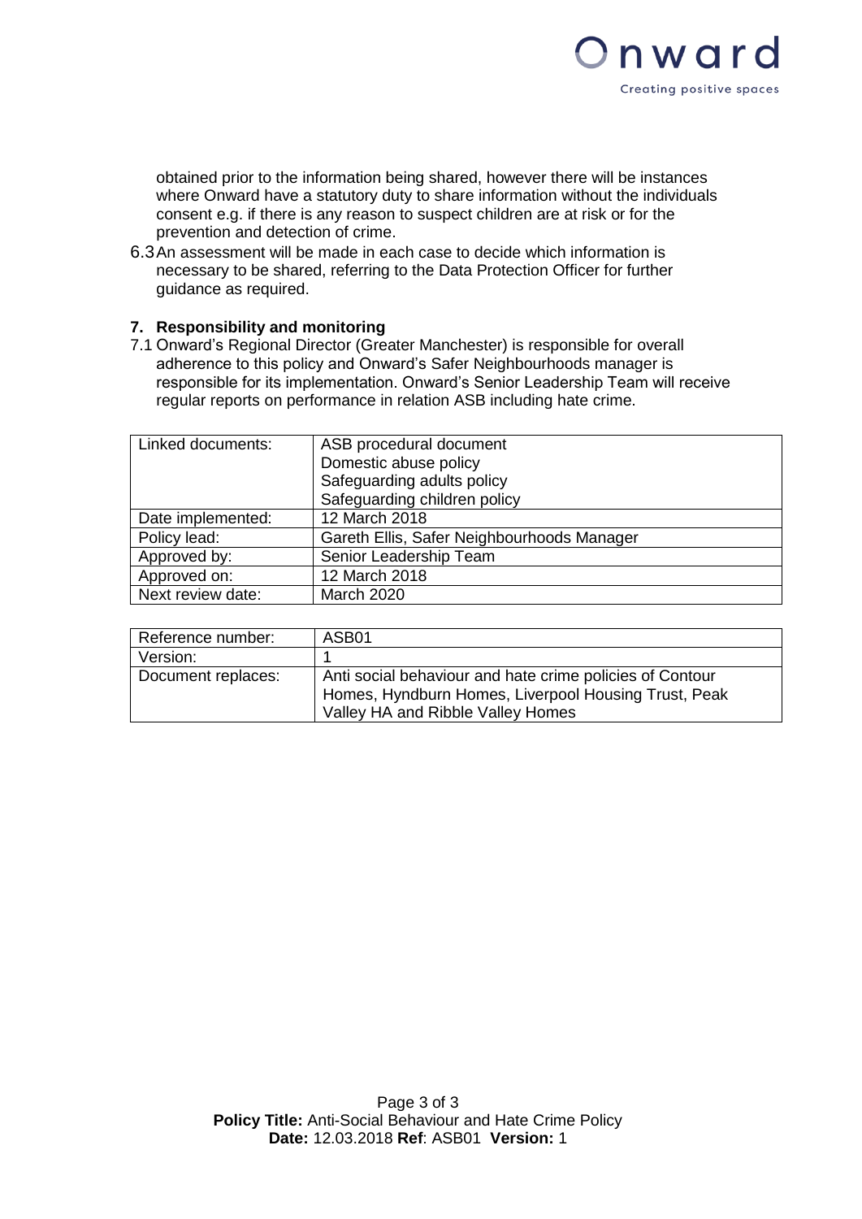obtained prior to the information being shared, however there will be instances where Onward have a statutory duty to share information without the individuals consent e.g. if there is any reason to suspect children are at risk or for the prevention and detection of crime.

6.3 An assessment will be made in each case to decide which information is necessary to be shared, referring to the Data Protection Officer for further guidance as required.

## 7. Responsibility and monitoring

7.1 Onward's Regional Director (Greater Manchester) is responsible for overall adherence to this policy and Onward's Safer Neighbourhoods manager is responsible for its implementation. Onward's Senior Leadership Team will receive regular reports on performance in relation ASB including hate crime.

| | |
|---|---|
| Linked documents: | ASB procedural document<br>Domestic abuse policy<br>Safeguarding adults policy<br>Safeguarding children policy |
| Date implemented: | 12 March 2018 |
| Policy lead: | Gareth Ellis, Safer Neighbourhoods Manager |
| Approved by: | Senior Leadership Team |
| Approved on: | 12 March 2018 |
| Next review date: | March 2020 |

| | |
|---|---|
| Reference number: | ASB01 |
| Version: | 1 |
| Document replaces: | Anti social behaviour and hate crime policies of Contour Homes, Hyndburn Homes, Liverpool Housing Trust, Peak Valley HA and Ribble Valley Homes |